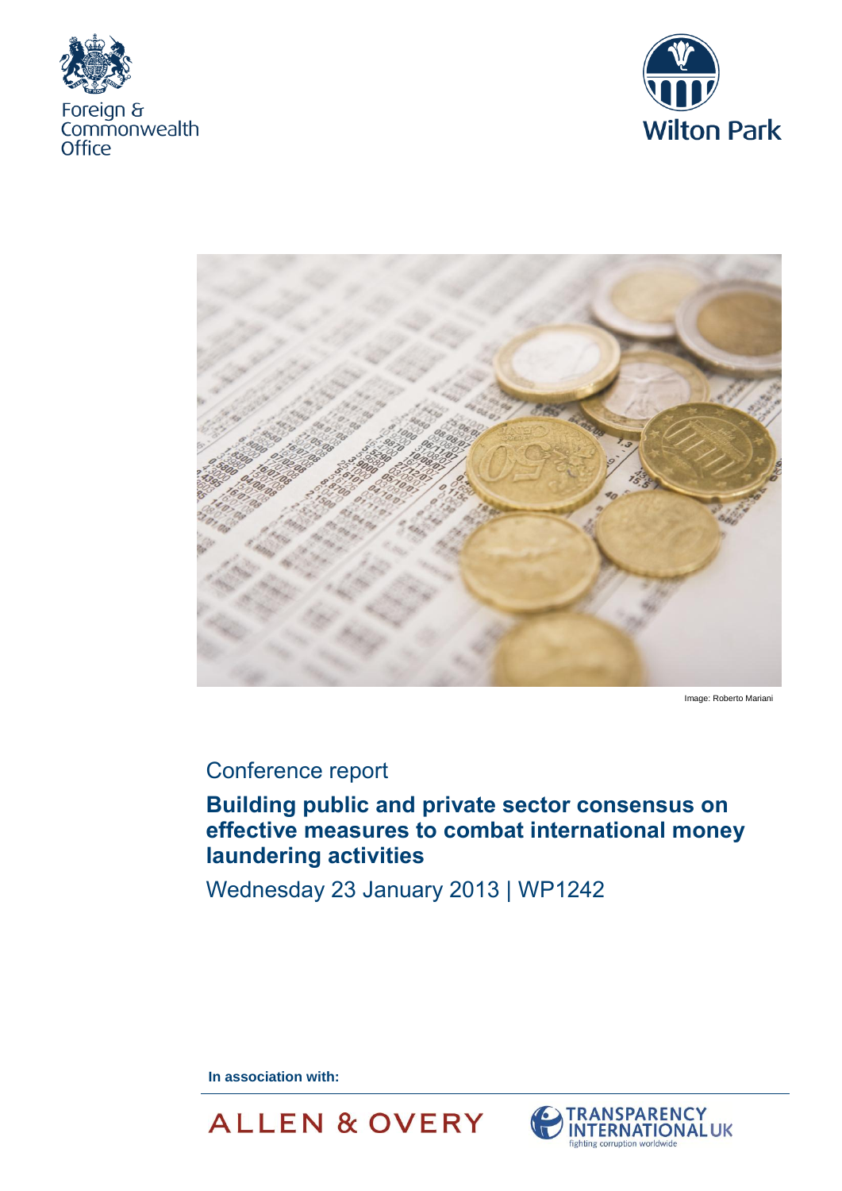Foreign & Commonwealth Office

Wilton Park

Image: Roberto Mariani

Conference report

# Building public and private sector consensus on effective measures to combat international money laundering activities

Wednesday 23 January 2013 | WP1242

**In association with:**

ALLEN & OVERY

TRANSPARENCY INTERNATIONAL UK
fighting corruption worldwide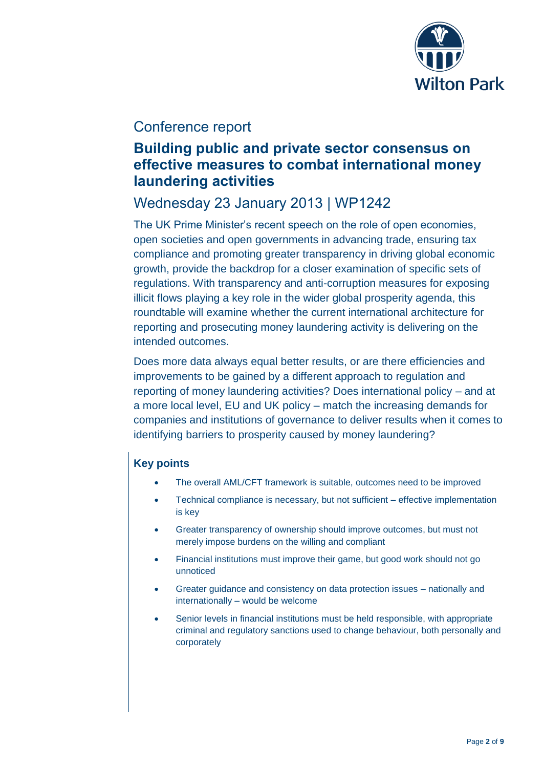Conference report

# Building public and private sector consensus on effective measures to combat international money laundering activities

## Wednesday 23 January 2013 | WP1242

The UK Prime Minister's recent speech on the role of open economies, open societies and open governments in advancing trade, ensuring tax compliance and promoting greater transparency in driving global economic growth, provide the backdrop for a closer examination of specific sets of regulations. With transparency and anti-corruption measures for exposing illicit flows playing a key role in the wider global prosperity agenda, this roundtable will examine whether the current international architecture for reporting and prosecuting money laundering activity is delivering on the intended outcomes.

Does more data always equal better results, or are there efficiencies and improvements to be gained by a different approach to regulation and reporting of money laundering activities? Does international policy – and at a more local level, EU and UK policy – match the increasing demands for companies and institutions of governance to deliver results when it comes to identifying barriers to prosperity caused by money laundering?

### Key points

- The overall AML/CFT framework is suitable, outcomes need to be improved
- Technical compliance is necessary, but not sufficient – effective implementation is key
- Greater transparency of ownership should improve outcomes, but must not merely impose burdens on the willing and compliant
- Financial institutions must improve their game, but good work should not go unnoticed
- Greater guidance and consistency on data protection issues – nationally and internationally – would be welcome
- Senior levels in financial institutions must be held responsible, with appropriate criminal and regulatory sanctions used to change behaviour, both personally and corporately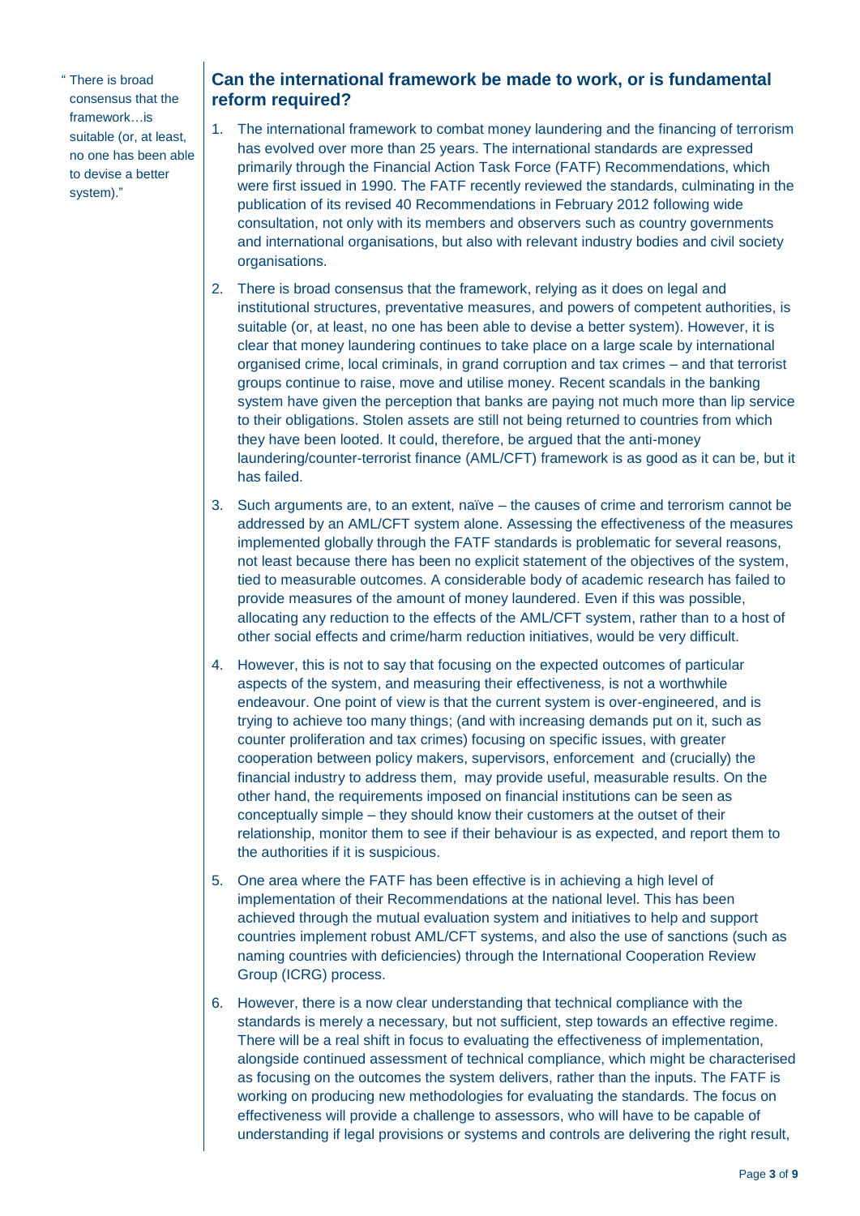> "There is broad consensus that the framework…is suitable (or, at least, no one has been able to devise a better system)."

## Can the international framework be made to work, or is fundamental reform required?

1. The international framework to combat money laundering and the financing of terrorism has evolved over more than 25 years. The international standards are expressed primarily through the Financial Action Task Force (FATF) Recommendations, which were first issued in 1990. The FATF recently reviewed the standards, culminating in the publication of its revised 40 Recommendations in February 2012 following wide consultation, not only with its members and observers such as country governments and international organisations, but also with relevant industry bodies and civil society organisations.

2. There is broad consensus that the framework, relying as it does on legal and institutional structures, preventative measures, and powers of competent authorities, is suitable (or, at least, no one has been able to devise a better system). However, it is clear that money laundering continues to take place on a large scale by international organised crime, local criminals, in grand corruption and tax crimes – and that terrorist groups continue to raise, move and utilise money. Recent scandals in the banking system have given the perception that banks are paying not much more than lip service to their obligations. Stolen assets are still not being returned to countries from which they have been looted. It could, therefore, be argued that the anti-money laundering/counter-terrorist finance (AML/CFT) framework is as good as it can be, but it has failed.

3. Such arguments are, to an extent, naïve – the causes of crime and terrorism cannot be addressed by an AML/CFT system alone. Assessing the effectiveness of the measures implemented globally through the FATF standards is problematic for several reasons, not least because there has been no explicit statement of the objectives of the system, tied to measurable outcomes. A considerable body of academic research has failed to provide measures of the amount of money laundered. Even if this was possible, allocating any reduction to the effects of the AML/CFT system, rather than to a host of other social effects and crime/harm reduction initiatives, would be very difficult.

4. However, this is not to say that focusing on the expected outcomes of particular aspects of the system, and measuring their effectiveness, is not a worthwhile endeavour. One point of view is that the current system is over-engineered, and is trying to achieve too many things; (and with increasing demands put on it, such as counter proliferation and tax crimes) focusing on specific issues, with greater cooperation between policy makers, supervisors, enforcement and (crucially) the financial industry to address them, may provide useful, measurable results. On the other hand, the requirements imposed on financial institutions can be seen as conceptually simple – they should know their customers at the outset of their relationship, monitor them to see if their behaviour is as expected, and report them to the authorities if it is suspicious.

5. One area where the FATF has been effective is in achieving a high level of implementation of their Recommendations at the national level. This has been achieved through the mutual evaluation system and initiatives to help and support countries implement robust AML/CFT systems, and also the use of sanctions (such as naming countries with deficiencies) through the International Cooperation Review Group (ICRG) process.

6. However, there is a now clear understanding that technical compliance with the standards is merely a necessary, but not sufficient, step towards an effective regime. There will be a real shift in focus to evaluating the effectiveness of implementation, alongside continued assessment of technical compliance, which might be characterised as focusing on the outcomes the system delivers, rather than the inputs. The FATF is working on producing new methodologies for evaluating the standards. The focus on effectiveness will provide a challenge to assessors, who will have to be capable of understanding if legal provisions or systems and controls are delivering the right result,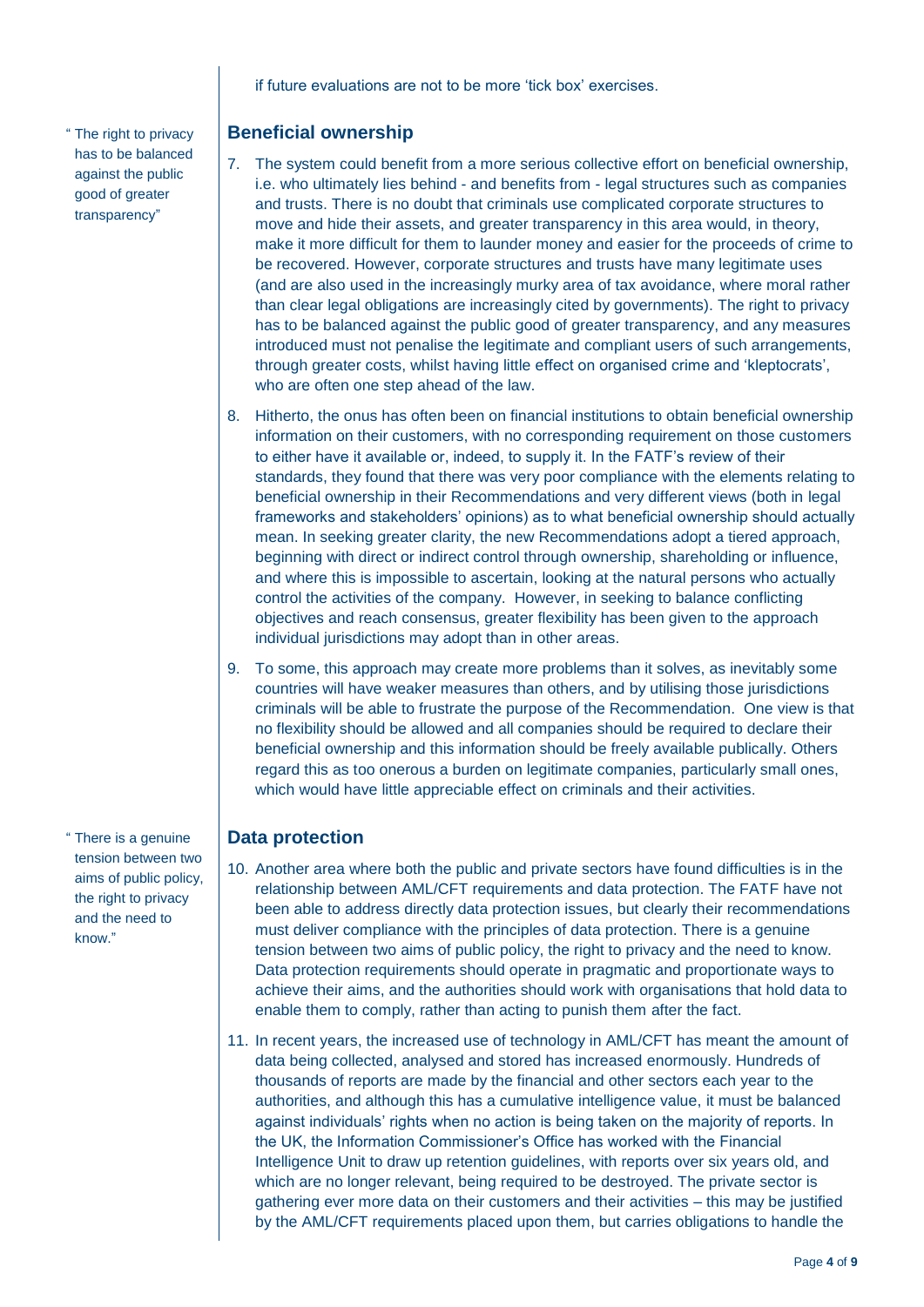if future evaluations are not to be more 'tick box' exercises.

> "The right to privacy has to be balanced against the public good of greater transparency"

## Beneficial ownership

7. The system could benefit from a more serious collective effort on beneficial ownership, i.e. who ultimately lies behind - and benefits from - legal structures such as companies and trusts. There is no doubt that criminals use complicated corporate structures to move and hide their assets, and greater transparency in this area would, in theory, make it more difficult for them to launder money and easier for the proceeds of crime to be recovered. However, corporate structures and trusts have many legitimate uses (and are also used in the increasingly murky area of tax avoidance, where moral rather than clear legal obligations are increasingly cited by governments). The right to privacy has to be balanced against the public good of greater transparency, and any measures introduced must not penalise the legitimate and compliant users of such arrangements, through greater costs, whilst having little effect on organised crime and 'kleptocrats', who are often one step ahead of the law.

8. Hitherto, the onus has often been on financial institutions to obtain beneficial ownership information on their customers, with no corresponding requirement on those customers to either have it available or, indeed, to supply it. In the FATF's review of their standards, they found that there was very poor compliance with the elements relating to beneficial ownership in their Recommendations and very different views (both in legal frameworks and stakeholders' opinions) as to what beneficial ownership should actually mean. In seeking greater clarity, the new Recommendations adopt a tiered approach, beginning with direct or indirect control through ownership, shareholding or influence, and where this is impossible to ascertain, looking at the natural persons who actually control the activities of the company. However, in seeking to balance conflicting objectives and reach consensus, greater flexibility has been given to the approach individual jurisdictions may adopt than in other areas.

9. To some, this approach may create more problems than it solves, as inevitably some countries will have weaker measures than others, and by utilising those jurisdictions criminals will be able to frustrate the purpose of the Recommendation. One view is that no flexibility should be allowed and all companies should be required to declare their beneficial ownership and this information should be freely available publically. Others regard this as too onerous a burden on legitimate companies, particularly small ones, which would have little appreciable effect on criminals and their activities.

> "There is a genuine tension between two aims of public policy, the right to privacy and the need to know."

## Data protection

10. Another area where both the public and private sectors have found difficulties is in the relationship between AML/CFT requirements and data protection. The FATF have not been able to address directly data protection issues, but clearly their recommendations must deliver compliance with the principles of data protection. There is a genuine tension between two aims of public policy, the right to privacy and the need to know. Data protection requirements should operate in pragmatic and proportionate ways to achieve their aims, and the authorities should work with organisations that hold data to enable them to comply, rather than acting to punish them after the fact.

11. In recent years, the increased use of technology in AML/CFT has meant the amount of data being collected, analysed and stored has increased enormously. Hundreds of thousands of reports are made by the financial and other sectors each year to the authorities, and although this has a cumulative intelligence value, it must be balanced against individuals' rights when no action is being taken on the majority of reports. In the UK, the Information Commissioner's Office has worked with the Financial Intelligence Unit to draw up retention guidelines, with reports over six years old, and which are no longer relevant, being required to be destroyed. The private sector is gathering ever more data on their customers and their activities – this may be justified by the AML/CFT requirements placed upon them, but carries obligations to handle the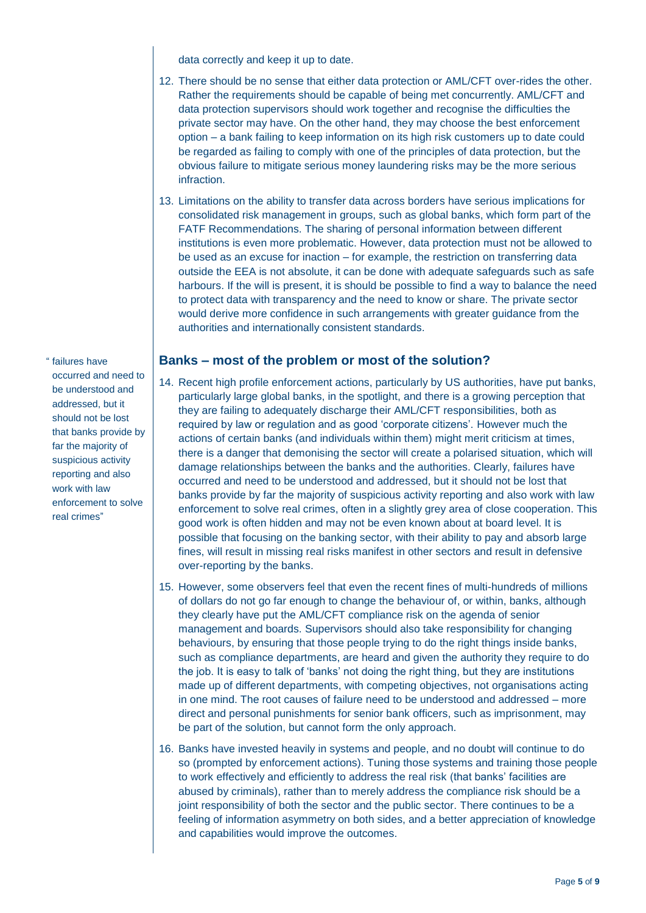data correctly and keep it up to date.

12. There should be no sense that either data protection or AML/CFT over-rides the other. Rather the requirements should be capable of being met concurrently. AML/CFT and data protection supervisors should work together and recognise the difficulties the private sector may have. On the other hand, they may choose the best enforcement option – a bank failing to keep information on its high risk customers up to date could be regarded as failing to comply with one of the principles of data protection, but the obvious failure to mitigate serious money laundering risks may be the more serious infraction.

13. Limitations on the ability to transfer data across borders have serious implications for consolidated risk management in groups, such as global banks, which form part of the FATF Recommendations. The sharing of personal information between different institutions is even more problematic. However, data protection must not be allowed to be used as an excuse for inaction – for example, the restriction on transferring data outside the EEA is not absolute, it can be done with adequate safeguards such as safe harbours. If the will is present, it is should be possible to find a way to balance the need to protect data with transparency and the need to know or share. The private sector would derive more confidence in such arrangements with greater guidance from the authorities and internationally consistent standards.

## Banks – most of the problem or most of the solution?

> "failures have occurred and need to be understood and addressed, but it should not be lost that banks provide by far the majority of suspicious activity reporting and also work with law enforcement to solve real crimes"

14. Recent high profile enforcement actions, particularly by US authorities, have put banks, particularly large global banks, in the spotlight, and there is a growing perception that they are failing to adequately discharge their AML/CFT responsibilities, both as required by law or regulation and as good 'corporate citizens'. However much the actions of certain banks (and individuals within them) might merit criticism at times, there is a danger that demonising the sector will create a polarised situation, which will damage relationships between the banks and the authorities. Clearly, failures have occurred and need to be understood and addressed, but it should not be lost that banks provide by far the majority of suspicious activity reporting and also work with law enforcement to solve real crimes, often in a slightly grey area of close cooperation. This good work is often hidden and may not be even known about at board level. It is possible that focusing on the banking sector, with their ability to pay and absorb large fines, will result in missing real risks manifest in other sectors and result in defensive over-reporting by the banks.

15. However, some observers feel that even the recent fines of multi-hundreds of millions of dollars do not go far enough to change the behaviour of, or within, banks, although they clearly have put the AML/CFT compliance risk on the agenda of senior management and boards. Supervisors should also take responsibility for changing behaviours, by ensuring that those people trying to do the right things inside banks, such as compliance departments, are heard and given the authority they require to do the job. It is easy to talk of 'banks' not doing the right thing, but they are institutions made up of different departments, with competing objectives, not organisations acting in one mind. The root causes of failure need to be understood and addressed – more direct and personal punishments for senior bank officers, such as imprisonment, may be part of the solution, but cannot form the only approach.

16. Banks have invested heavily in systems and people, and no doubt will continue to do so (prompted by enforcement actions). Tuning those systems and training those people to work effectively and efficiently to address the real risk (that banks' facilities are abused by criminals), rather than to merely address the compliance risk should be a joint responsibility of both the sector and the public sector. There continues to be a feeling of information asymmetry on both sides, and a better appreciation of knowledge and capabilities would improve the outcomes.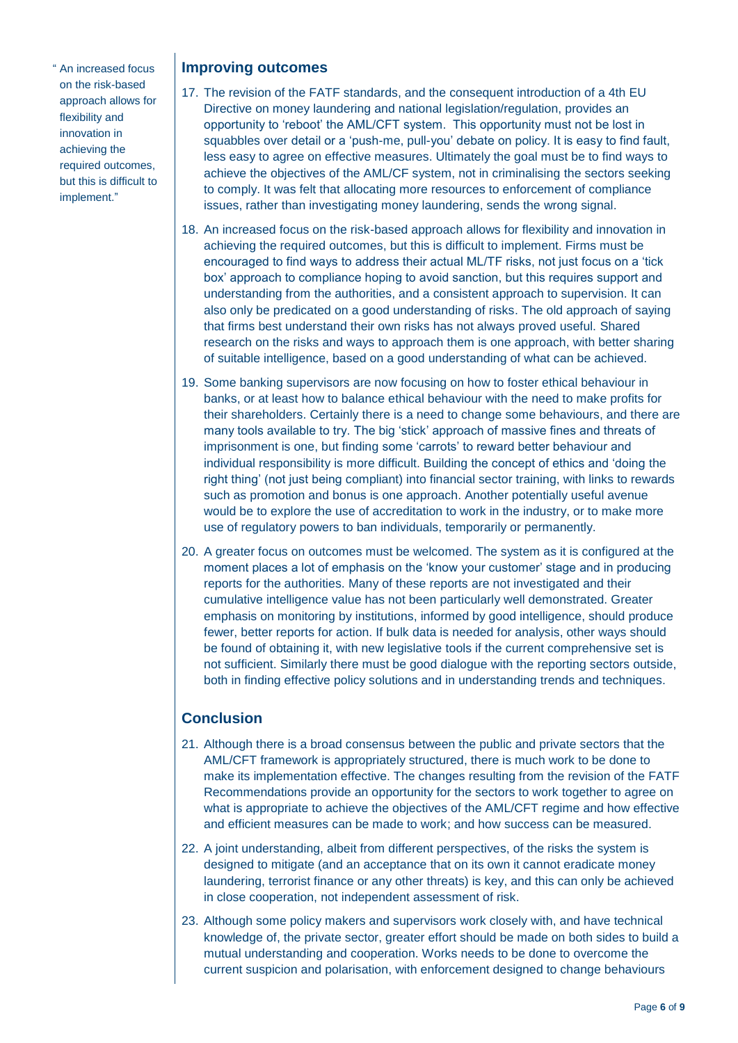> "An increased focus on the risk-based approach allows for flexibility and innovation in achieving the required outcomes, but this is difficult to implement."

## Improving outcomes

17. The revision of the FATF standards, and the consequent introduction of a 4th EU Directive on money laundering and national legislation/regulation, provides an opportunity to 'reboot' the AML/CFT system. This opportunity must not be lost in squabbles over detail or a 'push-me, pull-you' debate on policy. It is easy to find fault, less easy to agree on effective measures. Ultimately the goal must be to find ways to achieve the objectives of the AML/CF system, not in criminalising the sectors seeking to comply. It was felt that allocating more resources to enforcement of compliance issues, rather than investigating money laundering, sends the wrong signal.

18. An increased focus on the risk-based approach allows for flexibility and innovation in achieving the required outcomes, but this is difficult to implement. Firms must be encouraged to find ways to address their actual ML/TF risks, not just focus on a 'tick box' approach to compliance hoping to avoid sanction, but this requires support and understanding from the authorities, and a consistent approach to supervision. It can also only be predicated on a good understanding of risks. The old approach of saying that firms best understand their own risks has not always proved useful. Shared research on the risks and ways to approach them is one approach, with better sharing of suitable intelligence, based on a good understanding of what can be achieved.

19. Some banking supervisors are now focusing on how to foster ethical behaviour in banks, or at least how to balance ethical behaviour with the need to make profits for their shareholders. Certainly there is a need to change some behaviours, and there are many tools available to try. The big 'stick' approach of massive fines and threats of imprisonment is one, but finding some 'carrots' to reward better behaviour and individual responsibility is more difficult. Building the concept of ethics and 'doing the right thing' (not just being compliant) into financial sector training, with links to rewards such as promotion and bonus is one approach. Another potentially useful avenue would be to explore the use of accreditation to work in the industry, or to make more use of regulatory powers to ban individuals, temporarily or permanently.

20. A greater focus on outcomes must be welcomed. The system as it is configured at the moment places a lot of emphasis on the 'know your customer' stage and in producing reports for the authorities. Many of these reports are not investigated and their cumulative intelligence value has not been particularly well demonstrated. Greater emphasis on monitoring by institutions, informed by good intelligence, should produce fewer, better reports for action. If bulk data is needed for analysis, other ways should be found of obtaining it, with new legislative tools if the current comprehensive set is not sufficient. Similarly there must be good dialogue with the reporting sectors outside, both in finding effective policy solutions and in understanding trends and techniques.

## Conclusion

21. Although there is a broad consensus between the public and private sectors that the AML/CFT framework is appropriately structured, there is much work to be done to make its implementation effective. The changes resulting from the revision of the FATF Recommendations provide an opportunity for the sectors to work together to agree on what is appropriate to achieve the objectives of the AML/CFT regime and how effective and efficient measures can be made to work; and how success can be measured.

22. A joint understanding, albeit from different perspectives, of the risks the system is designed to mitigate (and an acceptance that on its own it cannot eradicate money laundering, terrorist finance or any other threats) is key, and this can only be achieved in close cooperation, not independent assessment of risk.

23. Although some policy makers and supervisors work closely with, and have technical knowledge of, the private sector, greater effort should be made on both sides to build a mutual understanding and cooperation. Works needs to be done to overcome the current suspicion and polarisation, with enforcement designed to change behaviours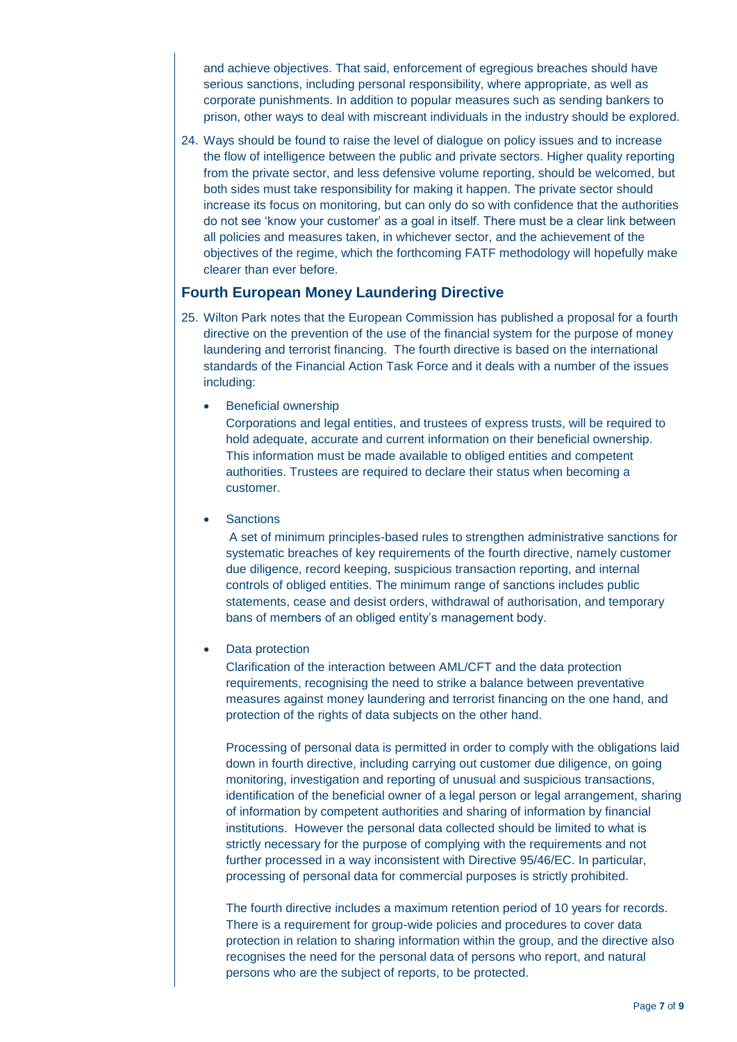and achieve objectives. That said, enforcement of egregious breaches should have serious sanctions, including personal responsibility, where appropriate, as well as corporate punishments. In addition to popular measures such as sending bankers to prison, other ways to deal with miscreant individuals in the industry should be explored.

24. Ways should be found to raise the level of dialogue on policy issues and to increase the flow of intelligence between the public and private sectors. Higher quality reporting from the private sector, and less defensive volume reporting, should be welcomed, but both sides must take responsibility for making it happen. The private sector should increase its focus on monitoring, but can only do so with confidence that the authorities do not see 'know your customer' as a goal in itself. There must be a clear link between all policies and measures taken, in whichever sector, and the achievement of the objectives of the regime, which the forthcoming FATF methodology will hopefully make clearer than ever before.

## Fourth European Money Laundering Directive

25. Wilton Park notes that the European Commission has published a proposal for a fourth directive on the prevention of the use of the financial system for the purpose of money laundering and terrorist financing. The fourth directive is based on the international standards of the Financial Action Task Force and it deals with a number of the issues including:

    - Beneficial ownership

      Corporations and legal entities, and trustees of express trusts, will be required to hold adequate, accurate and current information on their beneficial ownership. This information must be made available to obliged entities and competent authorities. Trustees are required to declare their status when becoming a customer.

    - Sanctions

      A set of minimum principles-based rules to strengthen administrative sanctions for systematic breaches of key requirements of the fourth directive, namely customer due diligence, record keeping, suspicious transaction reporting, and internal controls of obliged entities. The minimum range of sanctions includes public statements, cease and desist orders, withdrawal of authorisation, and temporary bans of members of an obliged entity's management body.

    - Data protection

      Clarification of the interaction between AML/CFT and the data protection requirements, recognising the need to strike a balance between preventative measures against money laundering and terrorist financing on the one hand, and protection of the rights of data subjects on the other hand.

      Processing of personal data is permitted in order to comply with the obligations laid down in fourth directive, including carrying out customer due diligence, on going monitoring, investigation and reporting of unusual and suspicious transactions, identification of the beneficial owner of a legal person or legal arrangement, sharing of information by competent authorities and sharing of information by financial institutions. However the personal data collected should be limited to what is strictly necessary for the purpose of complying with the requirements and not further processed in a way inconsistent with Directive 95/46/EC. In particular, processing of personal data for commercial purposes is strictly prohibited.

      The fourth directive includes a maximum retention period of 10 years for records. There is a requirement for group-wide policies and procedures to cover data protection in relation to sharing information within the group, and the directive also recognises the need for the personal data of persons who report, and natural persons who are the subject of reports, to be protected.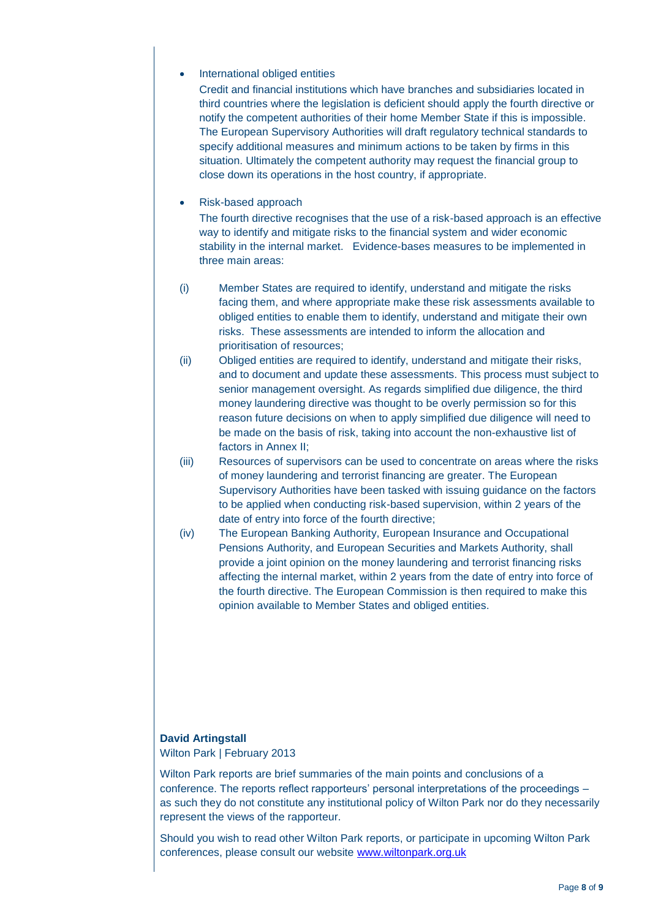- International obliged entities

  Credit and financial institutions which have branches and subsidiaries located in third countries where the legislation is deficient should apply the fourth directive or notify the competent authorities of their home Member State if this is impossible. The European Supervisory Authorities will draft regulatory technical standards to specify additional measures and minimum actions to be taken by firms in this situation. Ultimately the competent authority may request the financial group to close down its operations in the host country, if appropriate.

- Risk-based approach

  The fourth directive recognises that the use of a risk-based approach is an effective way to identify and mitigate risks to the financial system and wider economic stability in the internal market. Evidence-bases measures to be implemented in three main areas:

(i) Member States are required to identify, understand and mitigate the risks facing them, and where appropriate make these risk assessments available to obliged entities to enable them to identify, understand and mitigate their own risks. These assessments are intended to inform the allocation and prioritisation of resources;

(ii) Obliged entities are required to identify, understand and mitigate their risks, and to document and update these assessments. This process must subject to senior management oversight. As regards simplified due diligence, the third money laundering directive was thought to be overly permission so for this reason future decisions on when to apply simplified due diligence will need to be made on the basis of risk, taking into account the non-exhaustive list of factors in Annex II;

(iii) Resources of supervisors can be used to concentrate on areas where the risks of money laundering and terrorist financing are greater. The European Supervisory Authorities have been tasked with issuing guidance on the factors to be applied when conducting risk-based supervision, within 2 years of the date of entry into force of the fourth directive;

(iv) The European Banking Authority, European Insurance and Occupational Pensions Authority, and European Securities and Markets Authority, shall provide a joint opinion on the money laundering and terrorist financing risks affecting the internal market, within 2 years from the date of entry into force of the fourth directive. The European Commission is then required to make this opinion available to Member States and obliged entities.

**David Artingstall**

Wilton Park | February 2013

Wilton Park reports are brief summaries of the main points and conclusions of a conference. The reports reflect rapporteurs' personal interpretations of the proceedings – as such they do not constitute any institutional policy of Wilton Park nor do they necessarily represent the views of the rapporteur.

Should you wish to read other Wilton Park reports, or participate in upcoming Wilton Park conferences, please consult our website [www.wiltonpark.org.uk](http://www.wiltonpark.org.uk)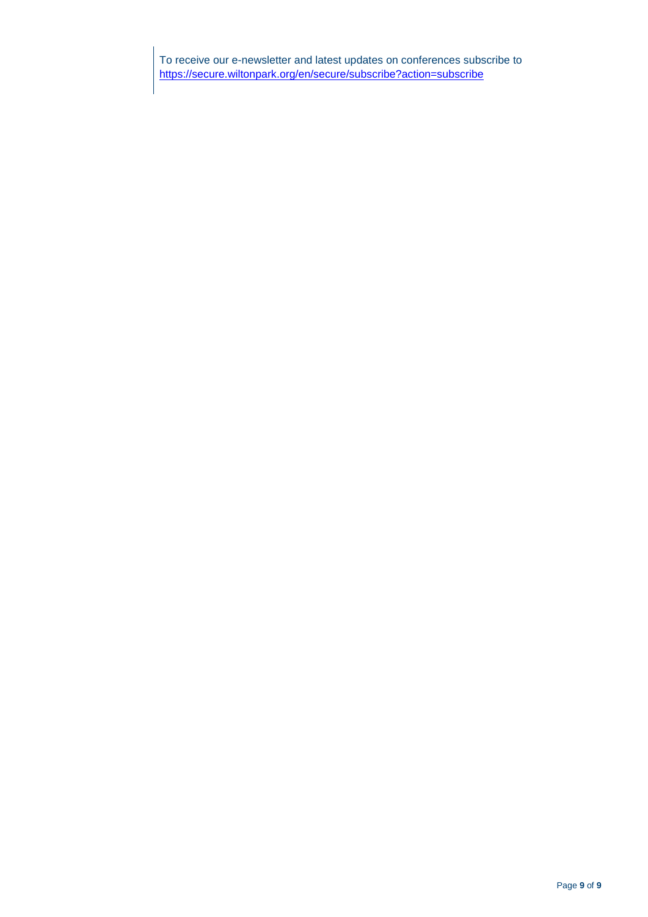To receive our e-newsletter and latest updates on conferences subscribe to
https://secure.wiltonpark.org/en/secure/subscribe?action=subscribe